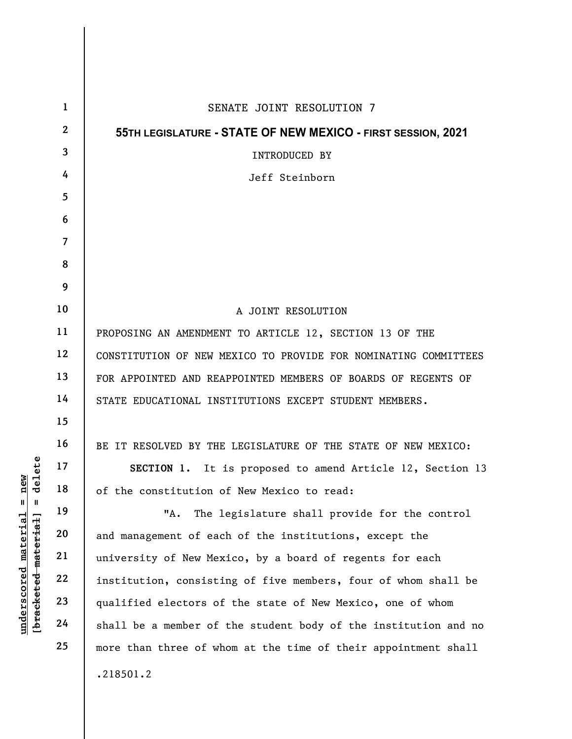SENATE JOINT RESOLUTION 7

**55TH LEGISLATURE - STATE OF NEW MEXICO - FIRST SESSION, 2021**

INTRODUCED BY

Jeff Steinborn

A JOINT RESOLUTION

PROPOSING AN AMENDMENT TO ARTICLE 12, SECTION 13 OF THE CONSTITUTION OF NEW MEXICO TO PROVIDE FOR NOMINATING COMMITTEES FOR APPOINTED AND REAPPOINTED MEMBERS OF BOARDS OF REGENTS OF STATE EDUCATIONAL INSTITUTIONS EXCEPT STUDENT MEMBERS.

BE IT RESOLVED BY THE LEGISLATURE OF THE STATE OF NEW MEXICO:

**SECTION 1.** It is proposed to amend Article 12, Section 13 of the constitution of New Mexico to read:

"A. The legislature shall provide for the control and management of each of the institutions, except the university of New Mexico, by a board of regents for each institution, consisting of five members, four of whom shall be qualified electors of the state of New Mexico, one of whom shall be a member of the student body of the institution and no more than three of whom at the time of their appointment shall

.218501.2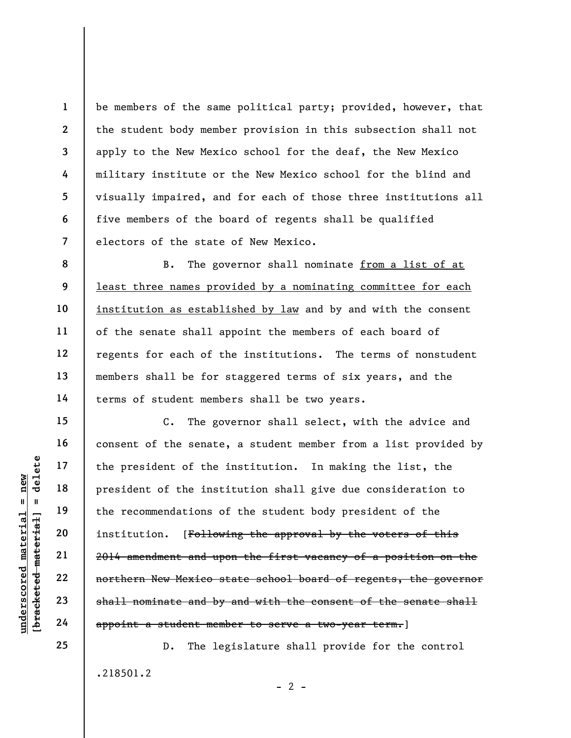be members of the same political party; provided, however, that the student body member provision in this subsection shall not apply to the New Mexico school for the deaf, the New Mexico military institute or the New Mexico school for the blind and visually impaired, and for each of those three institutions all five members of the board of regents shall be qualified electors of the state of New Mexico.

B. The governor shall nominate <u>from a list of at least three names provided by a nominating committee for each institution as established by law</u> and by and with the consent of the senate shall appoint the members of each board of regents for each of the institutions. The terms of nonstudent members shall be for staggered terms of six years, and the terms of student members shall be two years.

C. The governor shall select, with the advice and consent of the senate, a student member from a list provided by the president of the institution. In making the list, the president of the institution shall give due consideration to the recommendations of the student body president of the institution. [~~Following the approval by the voters of this 2014 amendment and upon the first vacancy of a position on the northern New Mexico state school board of regents, the governor shall nominate and by and with the consent of the senate shall appoint a student member to serve a two-year term.~~]

D. The legislature shall provide for the control

.218501.2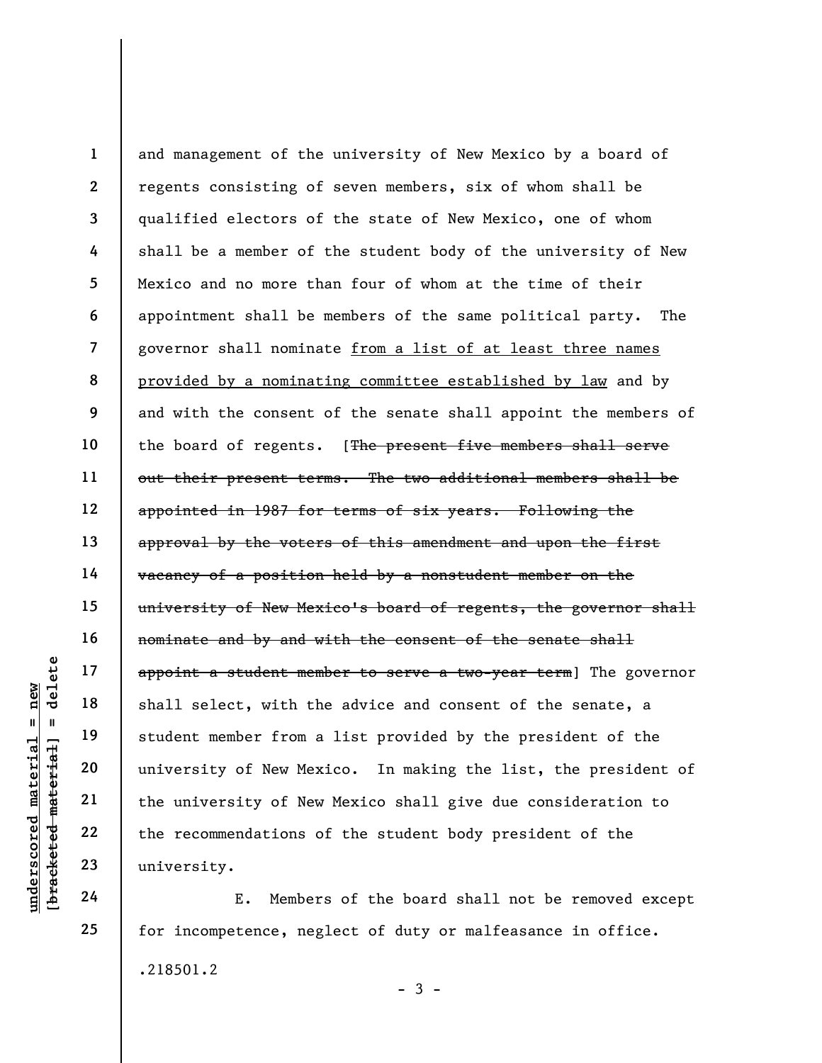and management of the university of New Mexico by a board of regents consisting of seven members, six of whom shall be qualified electors of the state of New Mexico, one of whom shall be a member of the student body of the university of New Mexico and no more than four of whom at the time of their appointment shall be members of the same political party. The governor shall nominate <u>from a list of at least three names provided by a nominating committee established by law</u> and by and with the consent of the senate shall appoint the members of the board of regents. [~~The present five members shall serve out their present terms. The two additional members shall be appointed in 1987 for terms of six years. Following the approval by the voters of this amendment and upon the first vacancy of a position held by a nonstudent member on the university of New Mexico's board of regents, the governor shall nominate and by and with the consent of the senate shall appoint a student member to serve a two-year term~~] The governor shall select, with the advice and consent of the senate, a student member from a list provided by the president of the university of New Mexico. In making the list, the president of the university of New Mexico shall give due consideration to the recommendations of the student body president of the university.

E. Members of the board shall not be removed except for incompetence, neglect of duty or malfeasance in office.

.218501.2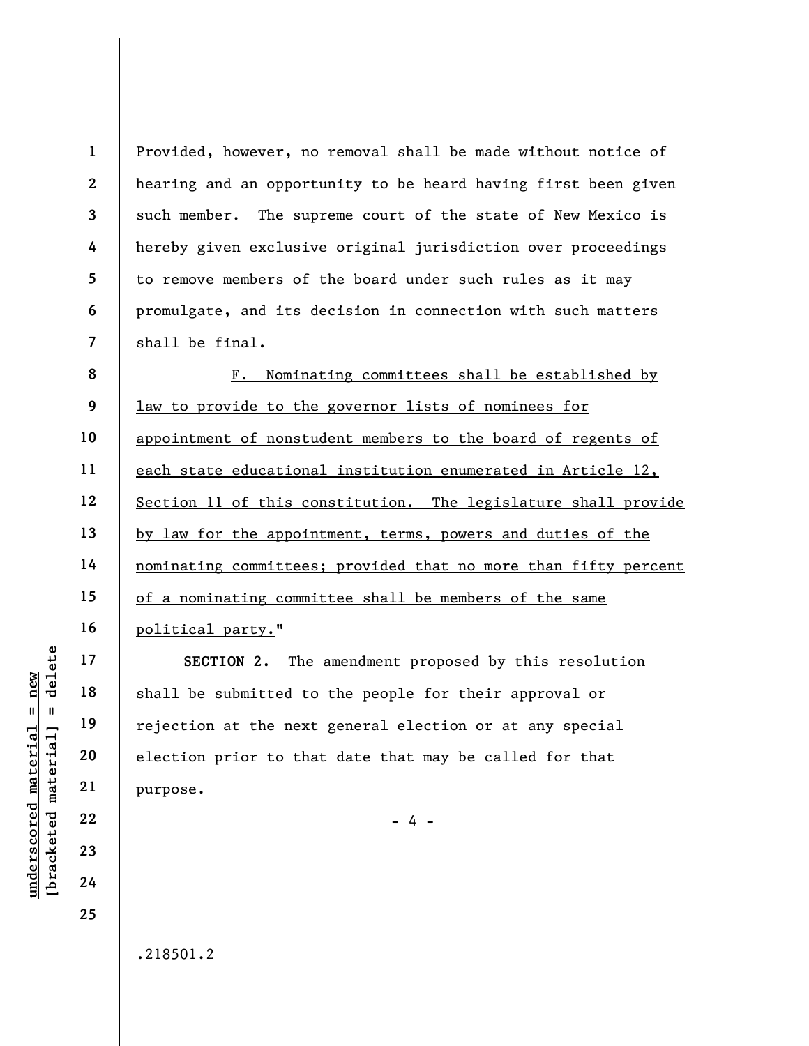Provided, however, no removal shall be made without notice of hearing and an opportunity to be heard having first been given such member. The supreme court of the state of New Mexico is hereby given exclusive original jurisdiction over proceedings to remove members of the board under such rules as it may promulgate, and its decision in connection with such matters shall be final.

<u>F. Nominating committees shall be established by law to provide to the governor lists of nominees for appointment of nonstudent members to the board of regents of each state educational institution enumerated in Article 12, Section 11 of this constitution. The legislature shall provide by law for the appointment, terms, powers and duties of the nominating committees; provided that no more than fifty percent of a nominating committee shall be members of the same political party.</u>"

**SECTION 2.** The amendment proposed by this resolution shall be submitted to the people for their approval or rejection at the next general election or at any special election prior to that date that may be called for that purpose.

.218501.2